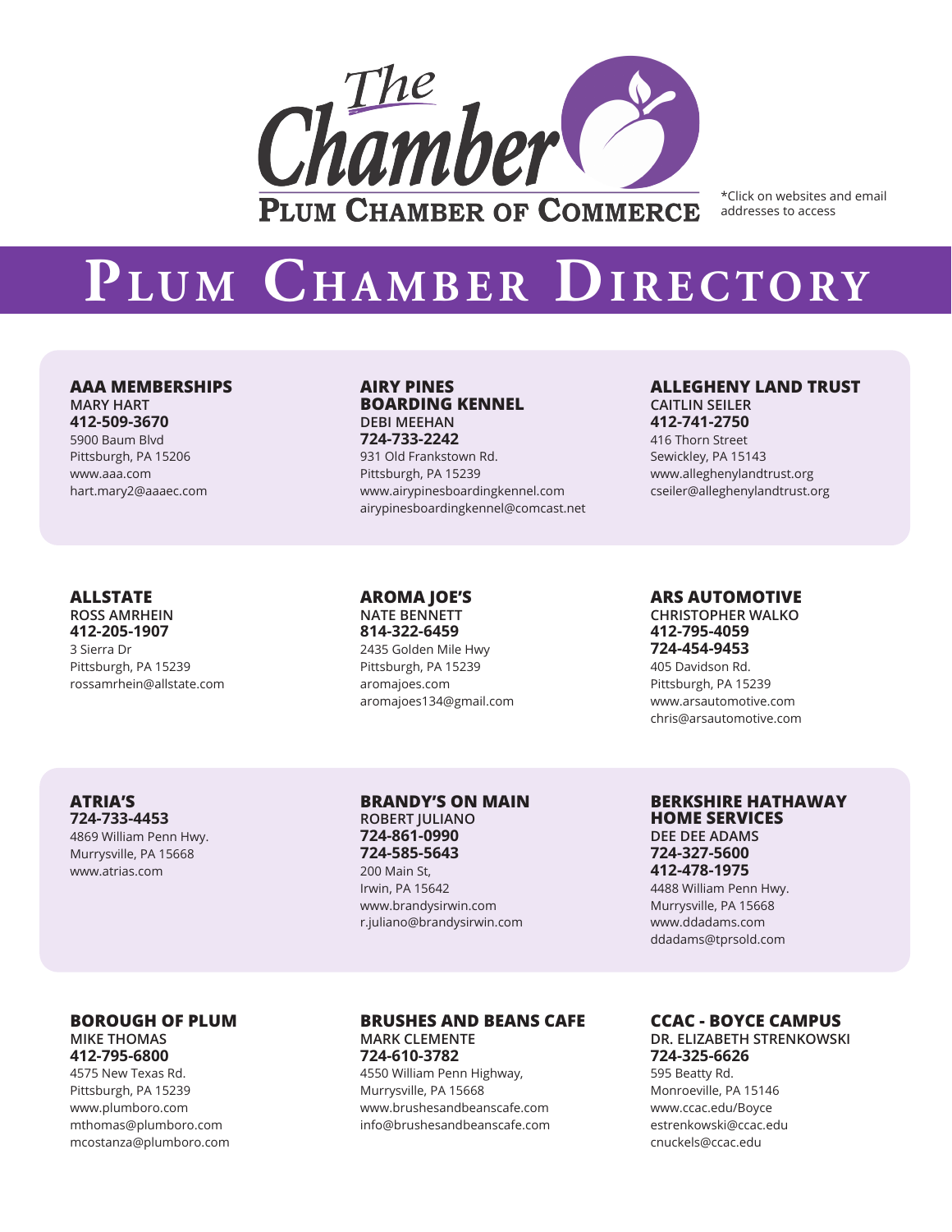The Chamber

PLUM CHAMBER OF COMMERCE

*Click on websites and email addresses to access

# PLUM CHAMBER DIRECTORY

### AAA MEMBERSHIPS
MARY HART
**412-509-3670**
5900 Baum Blvd
Pittsburgh, PA 15206
www.aaa.com
hart.mary2@aaaec.com

### AIRY PINES BOARDING KENNEL
DEBI MEEHAN
**724-733-2242**
931 Old Frankstown Rd.
Pittsburgh, PA 15239
www.airypinesboardingkennel.com
airypinesboardingkennel@comcast.net

### ALLEGHENY LAND TRUST
CAITLIN SEILER
**412-741-2750**
416 Thorn Street
Sewickley, PA 15143
www.alleghenylandtrust.org
cseiler@alleghenylandtrust.org

### ALLSTATE
ROSS AMRHEIN
**412-205-1907**
3 Sierra Dr
Pittsburgh, PA 15239
rossamrhein@allstate.com

### AROMA JOE'S
NATE BENNETT
**814-322-6459**
2435 Golden Mile Hwy
Pittsburgh, PA 15239
aromajoes.com
aromajoes134@gmail.com

### ARS AUTOMOTIVE
CHRISTOPHER WALKO
**412-795-4059**
**724-454-9453**
405 Davidson Rd.
Pittsburgh, PA 15239
www.arsautomotive.com
chris@arsautomotive.com

### ATRIA'S
**724-733-4453**
4869 William Penn Hwy.
Murrysville, PA 15668
www.atrias.com

### BRANDY'S ON MAIN
ROBERT JULIANO
**724-861-0990**
**724-585-5643**
200 Main St,
Irwin, PA 15642
www.brandysirwin.com
r.juliano@brandysirwin.com

### BERKSHIRE HATHAWAY HOME SERVICES
DEE DEE ADAMS
**724-327-5600**
**412-478-1975**
4488 William Penn Hwy.
Murrysville, PA 15668
www.ddadams.com
ddadams@tprsold.com

### BOROUGH OF PLUM
MIKE THOMAS
**412-795-6800**
4575 New Texas Rd.
Pittsburgh, PA 15239
www.plumboro.com
mthomas@plumboro.com
mcostanza@plumboro.com

### BRUSHES AND BEANS CAFE
MARK CLEMENTE
**724-610-3782**
4550 William Penn Highway,
Murrysville, PA 15668
www.brushesandbeanscafe.com
info@brushesandbeanscafe.com

### CCAC - BOYCE CAMPUS
DR. ELIZABETH STRENKOWSKI
**724-325-6626**
595 Beatty Rd.
Monroeville, PA 15146
www.ccac.edu/Boyce
estrenkowski@ccac.edu
cnuckels@ccac.edu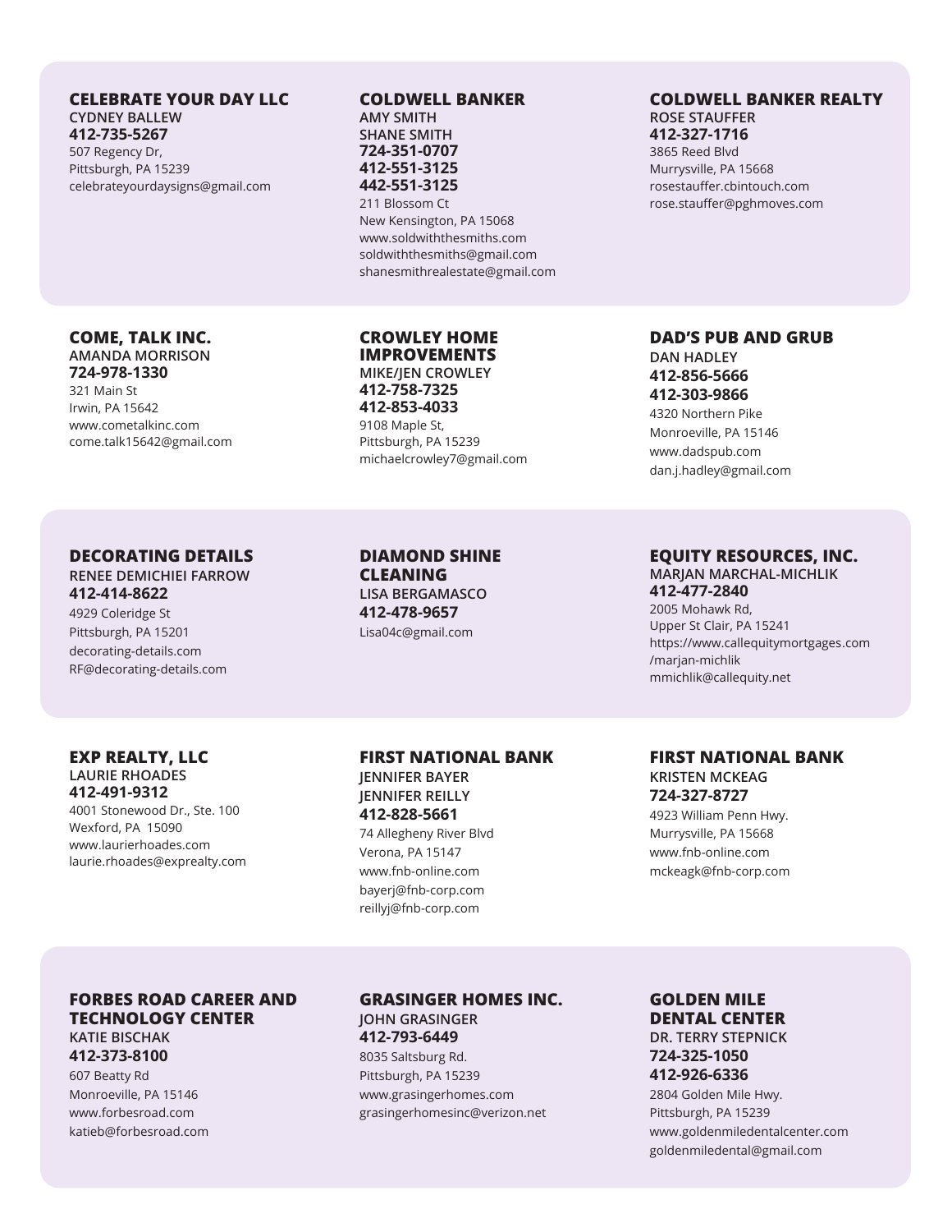### CELEBRATE YOUR DAY LLC

CYDNEY BALLEW
**412-735-5267**
507 Regency Dr,
Pittsburgh, PA 15239
celebrateyourdaysigns@gmail.com

### COLDWELL BANKER

AMY SMITH
SHANE SMITH
**724-351-0707**
**412-551-3125**
**442-551-3125**
211 Blossom Ct
New Kensington, PA 15068
www.soldwiththesmiths.com
soldwiththesmiths@gmail.com
shanesmithrealestate@gmail.com

### COLDWELL BANKER REALTY

ROSE STAUFFER
**412-327-1716**
3865 Reed Blvd
Murrysville, PA 15668
rosestauffer.cbintouch.com
rose.stauffer@pghmoves.com

### COME, TALK INC.

AMANDA MORRISON
**724-978-1330**
321 Main St
Irwin, PA 15642
www.cometalkinc.com
come.talk15642@gmail.com

### CROWLEY HOME IMPROVEMENTS

MIKE/JEN CROWLEY
**412-758-7325**
**412-853-4033**
9108 Maple St,
Pittsburgh, PA 15239
michaelcrowley7@gmail.com

### DAD'S PUB AND GRUB

DAN HADLEY
**412-856-5666**
**412-303-9866**
4320 Northern Pike
Monroeville, PA 15146
www.dadspub.com
dan.j.hadley@gmail.com

### DECORATING DETAILS

RENEE DEMICHIEI FARROW
**412-414-8622**
4929 Coleridge St
Pittsburgh, PA 15201
decorating-details.com
RF@decorating-details.com

### DIAMOND SHINE CLEANING

LISA BERGAMASCO
**412-478-9657**
Lisa04c@gmail.com

### EQUITY RESOURCES, INC.

MARJAN MARCHAL-MICHLIK
**412-477-2840**
2005 Mohawk Rd,
Upper St Clair, PA 15241
https://www.callequitymortgages.com/marjan-michlik
mmichlik@callequity.net

### EXP REALTY, LLC

LAURIE RHOADES
**412-491-9312**
4001 Stonewood Dr., Ste. 100
Wexford, PA 15090
www.laurierhoades.com
laurie.rhoades@exprealty.com

### FIRST NATIONAL BANK

JENNIFER BAYER
JENNIFER REILLY
**412-828-5661**
74 Allegheny River Blvd
Verona, PA 15147
www.fnb-online.com
bayerj@fnb-corp.com
reillyj@fnb-corp.com

### FIRST NATIONAL BANK

KRISTEN MCKEAG
**724-327-8727**
4923 William Penn Hwy.
Murrysville, PA 15668
www.fnb-online.com
mckeagk@fnb-corp.com

### FORBES ROAD CAREER AND TECHNOLOGY CENTER

KATIE BISCHAK
**412-373-8100**
607 Beatty Rd
Monroeville, PA 15146
www.forbesroad.com
katieb@forbesroad.com

### GRASINGER HOMES INC.

JOHN GRASINGER
**412-793-6449**
8035 Saltsburg Rd.
Pittsburgh, PA 15239
www.grasingerhomes.com
grasingerhomesinc@verizon.net

### GOLDEN MILE DENTAL CENTER

DR. TERRY STEPNICK
**724-325-1050**
**412-926-6336**
2804 Golden Mile Hwy.
Pittsburgh, PA 15239
www.goldenmiledentalcenter.com
goldenmiledental@gmail.com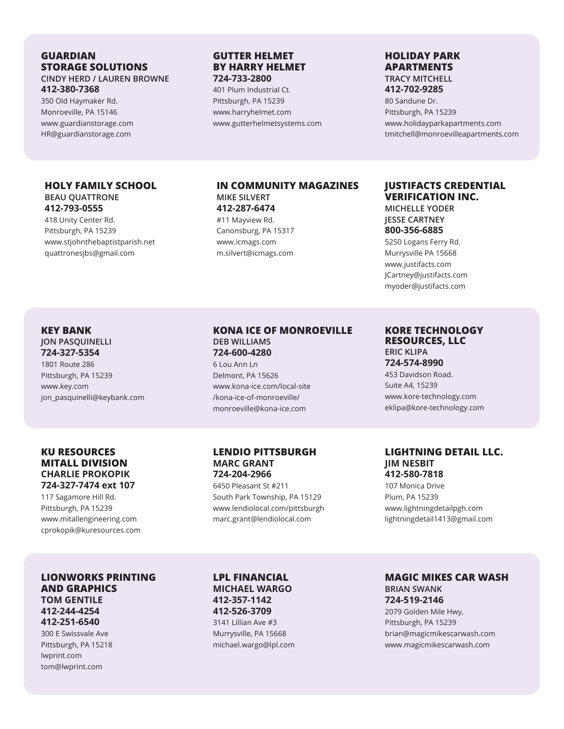### GUARDIAN STORAGE SOLUTIONS

**CINDY HERD / LAUREN BROWNE**
**412-380-7368**
350 Old Haymaker Rd.
Monroeville, PA 15146
www.guardianstorage.com
HR@guardianstorage.com

### GUTTER HELMET BY HARRY HELMET

**724-733-2800**
401 Plum Industrial Ct.
Pittsburgh, PA 15239
www.harryhelmet.com
www.gutterhelmetsystems.com

### HOLIDAY PARK APARTMENTS

**TRACY MITCHELL**
**412-702-9285**
80 Sandune Dr.
Pittsburgh, PA 15239
www.holidayparkapartments.com
tmitchell@monroevilleapartments.com

### HOLY FAMILY SCHOOL

**BEAU QUATTRONE**
**412-793-0555**
418 Unity Center Rd.
Pittsburgh, PA 15239
www.stjohnthebaptistparish.net
quattronesjbs@gmail.com

### IN COMMUNITY MAGAZINES

**MIKE SILVERT**
**412-287-6474**
#11 Mayview Rd.
Canonsburg, PA 15317
www.icmags.com
m.silvert@icmags.com

### JUSTIFACTS CREDENTIAL VERIFICATION INC.

**MICHELLE YODER**
**JESSE CARTNEY**
**800-356-6885**
5250 Logans Ferry Rd.
Murrysville PA 15668
www.justifacts.com
JCartney@justifacts.com
myoder@justifacts.com

### KEY BANK

**JON PASQUINELLI**
**724-327-5354**
1801 Route 286
Pittsburgh, PA 15239
www.key.com
jon_pasquinelli@keybank.com

### KONA ICE OF MONROEVILLE

**DEB WILLIAMS**
**724-600-4280**
6 Lou Ann Ln
Delmont, PA 15626
www.kona-ice.com/local-site/kona-ice-of-monroeville/
monroeville@kona-ice.com

### KORE TECHNOLOGY RESOURCES, LLC

**ERIC KLIPA**
**724-574-8990**
453 Davidson Road.
Suite A4, 15239
www.kore-technology.com
eklipa@kore-technology.com

### KU RESOURCES MITALL DIVISION

**CHARLIE PROKOPIK**
**724-327-7474 ext 107**
117 Sagamore Hill Rd.
Pittsburgh, PA 15239
www.mitallengineering.com
cprokopik@kuresources.com

### LENDIO PITTSBURGH

**MARC GRANT**
**724-204-2966**
6450 Pleasant St #211
South Park Township, PA 15129
www.lendiolocal.com/pittsburgh
marc.grant@lendiolocal.com

### LIGHTNING DETAIL LLC.

**JIM NESBIT**
**412-580-7818**
107 Monica Drive
Plum, PA 15239
www.lightningdetailpgh.com
lightningdetail1413@gmail.com

### LIONWORKS PRINTING AND GRAPHICS

**TOM GENTILE**
**412-244-4254**
**412-251-6540**
300 E Swissvale Ave
Pittsburgh, PA 15218
lwprint.com
tom@lwprint.com

### LPL FINANCIAL

**MICHAEL WARGO**
**412-357-1142**
**412-526-3709**
3141 Lillian Ave #3
Murrysville, PA 15668
michael.wargo@lpl.com

### MAGIC MIKES CAR WASH

**BRIAN SWANK**
**724-519-2146**
2079 Golden Mile Hwy,
Pittsburgh, PA 15239
brian@magicmikescarwash.com
www.magicmikescarwash.com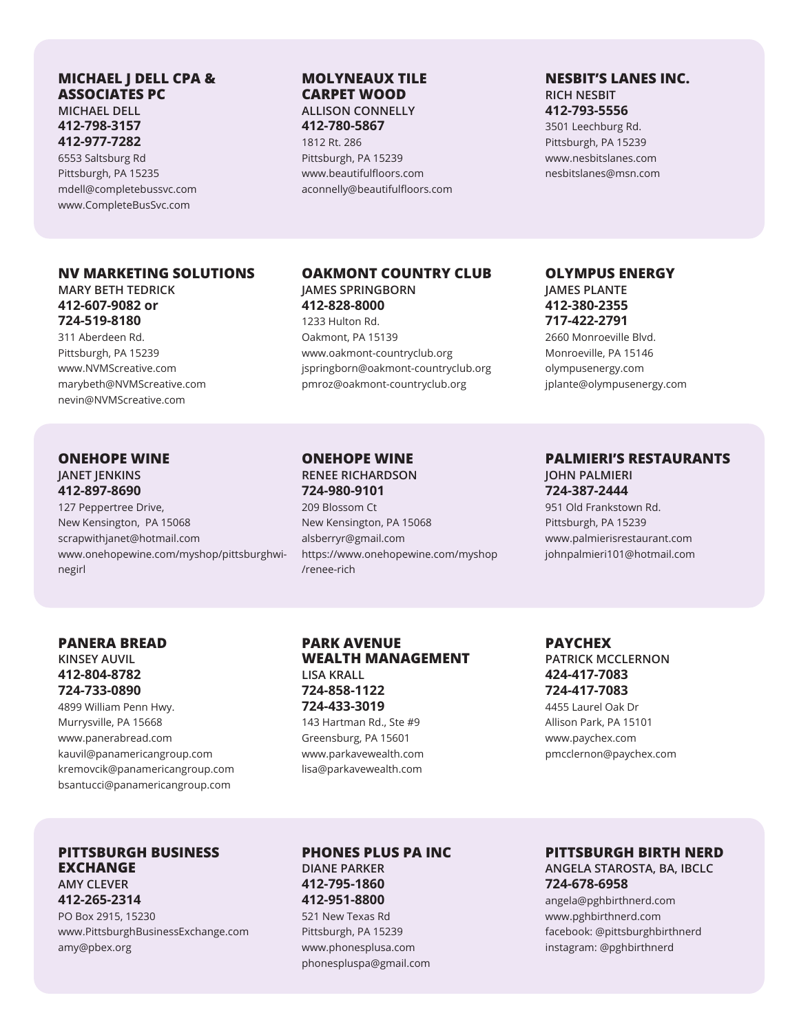### MICHAEL J DELL CPA & ASSOCIATES PC

**MICHAEL DELL**
**412-798-3157**
**412-977-7282**
6553 Saltsburg Rd
Pittsburgh, PA 15235
mdell@completebussvc.com
www.CompleteBusSvc.com

### MOLYNEAUX TILE CARPET WOOD

**ALLISON CONNELLY**
**412-780-5867**
1812 Rt. 286
Pittsburgh, PA 15239
www.beautifulfloors.com
aconnelly@beautifulfloors.com

### NESBIT'S LANES INC.

**RICH NESBIT**
**412-793-5556**
3501 Leechburg Rd.
Pittsburgh, PA 15239
www.nesbitslanes.com
nesbitslanes@msn.com

### NV MARKETING SOLUTIONS

**MARY BETH TEDRICK**
**412-607-9082 or**
**724-519-8180**
311 Aberdeen Rd.
Pittsburgh, PA 15239
www.NVMScreative.com
marybeth@NVMScreative.com
nevin@NVMScreative.com

### OAKMONT COUNTRY CLUB

**JAMES SPRINGBORN**
**412-828-8000**
1233 Hulton Rd.
Oakmont, PA 15139
www.oakmont-countryclub.org
jspringborn@oakmont-countryclub.org
pmroz@oakmont-countryclub.org

### OLYMPUS ENERGY

**JAMES PLANTE**
**412-380-2355**
**717-422-2791**
2660 Monroeville Blvd.
Monroeville, PA 15146
olympusenergy.com
jplante@olympusenergy.com

### ONEHOPE WINE

**JANET JENKINS**
**412-897-8690**
127 Peppertree Drive,
New Kensington, PA 15068
scrapwithjanet@hotmail.com
www.onehopewine.com/myshop/pittsburghwinegirl

### ONEHOPE WINE

**RENEE RICHARDSON**
**724-980-9101**
209 Blossom Ct
New Kensington, PA 15068
alsberryr@gmail.com
https://www.onehopewine.com/myshop/renee-rich

### PALMIERI'S RESTAURANTS

**JOHN PALMIERI**
**724-387-2444**
951 Old Frankstown Rd.
Pittsburgh, PA 15239
www.palmierisrestaurant.com
johnpalmieri101@hotmail.com

### PANERA BREAD

**KINSEY AUVIL**
**412-804-8782**
**724-733-0890**
4899 William Penn Hwy.
Murrysville, PA 15668
www.panerabread.com
kauvil@panamericangroup.com
kremovcik@panamericangroup.com
bsantucci@panamericangroup.com

### PARK AVENUE WEALTH MANAGEMENT

**LISA KRALL**
**724-858-1122**
**724-433-3019**
143 Hartman Rd., Ste #9
Greensburg, PA 15601
www.parkavewealth.com
lisa@parkavewealth.com

### PAYCHEX

**PATRICK MCCLERNON**
**424-417-7083**
**724-417-7083**
4455 Laurel Oak Dr
Allison Park, PA 15101
www.paychex.com
pmcclernon@paychex.com

### PITTSBURGH BUSINESS EXCHANGE

**AMY CLEVER**
**412-265-2314**
PO Box 2915, 15230
www.PittsburghBusinessExchange.com
amy@pbex.org

### PHONES PLUS PA INC

**DIANE PARKER**
**412-795-1860**
**412-951-8800**
521 New Texas Rd
Pittsburgh, PA 15239
www.phonesplusa.com
phonespluspa@gmail.com

### PITTSBURGH BIRTH NERD

**ANGELA STAROSTA, BA, IBCLC**
**724-678-6958**
angela@pghbirthnerd.com
www.pghbirthnerd.com
facebook: @pittsburghbirthnerd
instagram: @pghbirthnerd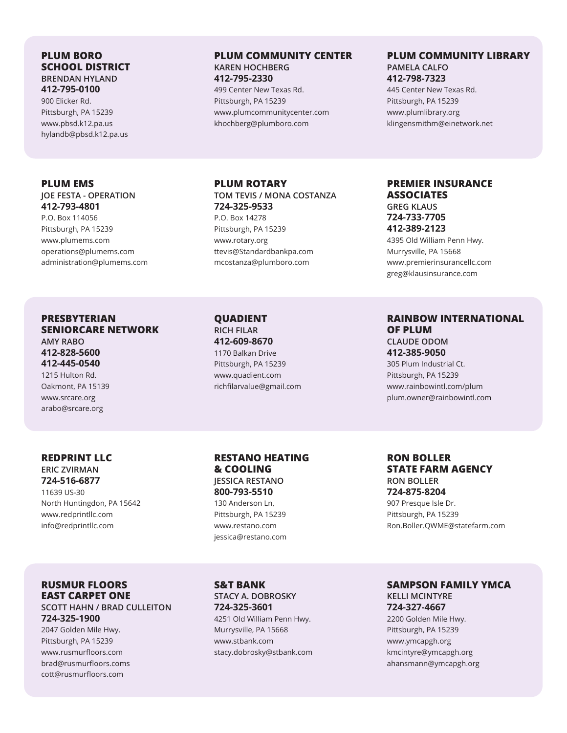### PLUM BORO SCHOOL DISTRICT
**BRENDAN HYLAND**
**412-795-0100**
900 Elicker Rd.
Pittsburgh, PA 15239
www.pbsd.k12.pa.us
hylandb@pbsd.k12.pa.us

### PLUM COMMUNITY CENTER
**KAREN HOCHBERG**
**412-795-2330**
499 Center New Texas Rd.
Pittsburgh, PA 15239
www.plumcommunitycenter.com
khochberg@plumboro.com

### PLUM COMMUNITY LIBRARY
**PAMELA CALFO**
**412-798-7323**
445 Center New Texas Rd.
Pittsburgh, PA 15239
www.plumlibrary.org
klingensmithm@einetwork.net

### PLUM EMS
**JOE FESTA - OPERATION**
**412-793-4801**
P.O. Box 114056
Pittsburgh, PA 15239
www.plumems.com
operations@plumems.com
administration@plumems.com

### PLUM ROTARY
**TOM TEVIS / MONA COSTANZA**
**724-325-9533**
P.O. Box 14278
Pittsburgh, PA 15239
www.rotary.org
ttevis@Standardbankpa.com
mcostanza@plumboro.com

### PREMIER INSURANCE ASSOCIATES
**GREG KLAUS**
**724-733-7705**
**412-389-2123**
4395 Old William Penn Hwy.
Murrysville, PA 15668
www.premierinsurancellc.com
greg@klausinsurance.com

### PRESBYTERIAN SENIORCARE NETWORK
**AMY RABO**
**412-828-5600**
**412-445-0540**
1215 Hulton Rd.
Oakmont, PA 15139
www.srcare.org
arabo@srcare.org

### QUADIENT
**RICH FILAR**
**412-609-8670**
1170 Balkan Drive
Pittsburgh, PA 15239
www.quadient.com
richfilarvalue@gmail.com

### RAINBOW INTERNATIONAL OF PLUM
**CLAUDE ODOM**
**412-385-9050**
305 Plum Industrial Ct.
Pittsburgh, PA 15239
www.rainbowintl.com/plum
plum.owner@rainbowintl.com

### REDPRINT LLC
**ERIC ZVIRMAN**
**724-516-6877**
11639 US-30
North Huntingdon, PA 15642
www.redprintllc.com
info@redprintllc.com

### RESTANO HEATING & COOLING
**JESSICA RESTANO**
**800-793-5510**
130 Anderson Ln,
Pittsburgh, PA 15239
www.restano.com
jessica@restano.com

### RON BOLLER STATE FARM AGENCY
**RON BOLLER**
**724-875-8204**
907 Presque Isle Dr.
Pittsburgh, PA 15239
Ron.Boller.QWME@statefarm.com

### RUSMUR FLOORS EAST CARPET ONE
**SCOTT HAHN / BRAD CULLEITON**
**724-325-1900**
2047 Golden Mile Hwy.
Pittsburgh, PA 15239
www.rusmurfloors.com
brad@rusmurfloors.coms
cott@rusmurfloors.com

### S&T BANK
**STACY A. DOBROSKY**
**724-325-3601**
4251 Old William Penn Hwy.
Murrysville, PA 15668
www.stbank.com
stacy.dobrosky@stbank.com

### SAMPSON FAMILY YMCA
**KELLI MCINTYRE**
**724-327-4667**
2200 Golden Mile Hwy.
Pittsburgh, PA 15239
www.ymcapgh.org
kmcintyre@ymcapgh.org
ahansmann@ymcapgh.org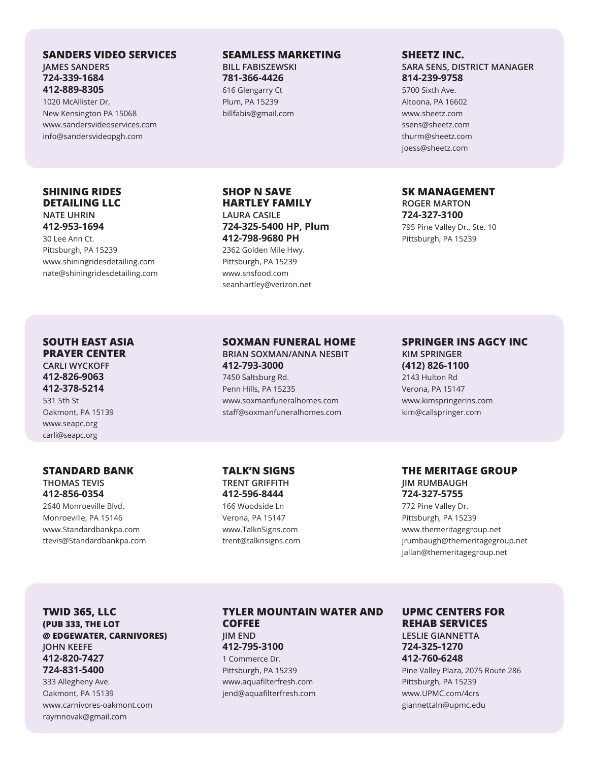### SANDERS VIDEO SERVICES
JAMES SANDERS
**724-339-1684**
**412-889-8305**
1020 McAllister Dr,
New Kensington PA 15068
www.sandersvideoservices.com
info@sandersvideopgh.com

### SEAMLESS MARKETING
BILL FABISZEWSKI
**781-366-4426**
616 Glengarry Ct
Plum, PA 15239
billfabis@gmail.com

### SHEETZ INC.
SARA SENS, DISTRICT MANAGER
**814-239-9758**
5700 Sixth Ave.
Altoona, PA 16602
www.sheetz.com
ssens@sheetz.com
thurm@sheetz.com
joess@sheetz.com

### SHINING RIDES DETAILING LLC
NATE UHRIN
**412-953-1694**
30 Lee Ann Ct.
Pittsburgh, PA 15239
www.shiningridesdetailing.com
nate@shiningridesdetailing.com

### SHOP N SAVE HARTLEY FAMILY
LAURA CASILE
**724-325-5400 HP, Plum**
**412-798-9680 PH**
2362 Golden Mile Hwy.
Pittsburgh, PA 15239
www.snsfood.com
seanhartley@verizon.net

### SK MANAGEMENT
ROGER MARTON
**724-327-3100**
795 Pine Valley Dr., Ste. 10
Pittsburgh, PA 15239

### SOUTH EAST ASIA PRAYER CENTER
CARLI WYCKOFF
**412-826-9063**
**412-378-5214**
531 5th St
Oakmont, PA 15139
www.seapc.org
carli@seapc.org

### SOXMAN FUNERAL HOME
BRIAN SOXMAN/ANNA NESBIT
**412-793-3000**
7450 Saltsburg Rd.
Penn Hills, PA 15235
www.soxmanfuneralhomes.com
staff@soxmanfuneralhomes.com

### SPRINGER INS AGCY INC
KIM SPRINGER
**(412) 826-1100**
2143 Hulton Rd
Verona, PA 15147
www.kimspringerins.com
kim@callspringer.com

### STANDARD BANK
THOMAS TEVIS
**412-856-0354**
2640 Monroeville Blvd.
Monroeville, PA 15146
www.Standardbankpa.com
ttevis@Standardbankpa.com

### TALK'N SIGNS
TRENT GRIFFITH
**412-596-8444**
166 Woodside Ln
Verona, PA 15147
www.TalknSigns.com
trent@talknsigns.com

### THE MERITAGE GROUP
JIM RUMBAUGH
**724-327-5755**
772 Pine Valley Dr.
Pittsburgh, PA 15239
www.themeritagegroup.net
jrumbaugh@themeritagegroup.net
jallan@themeritagegroup.net

### TWID 365, LLC
**(PUB 333, THE LOT @ EDGEWATER, CARNIVORES)**
JOHN KEEFE
**412-820-7427**
**724-831-5400**
333 Allegheny Ave.
Oakmont, PA 15139
www.carnivores-oakmont.com
raymnovak@gmail.com

### TYLER MOUNTAIN WATER AND COFFEE
JIM END
**412-795-3100**
1 Commerce Dr.
Pittsburgh, PA 15239
www.aquafilterfresh.com
jend@aquafilterfresh.com

### UPMC CENTERS FOR REHAB SERVICES
LESLIE GIANNETTA
**724-325-1270**
**412-760-6248**
Pine Valley Plaza, 2075 Route 286
Pittsburgh, PA 15239
www.UPMC.com/4crs
giannettaln@upmc.edu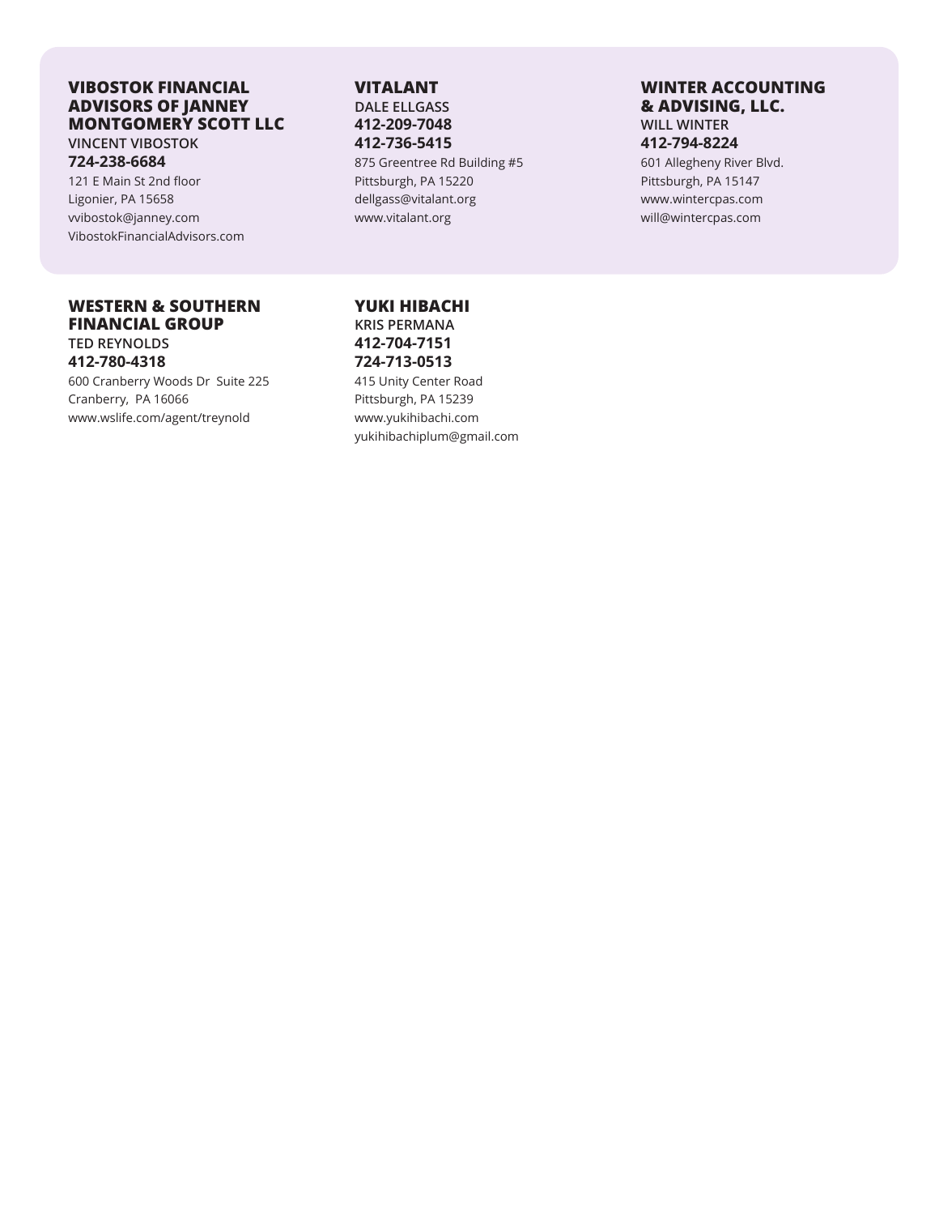### VIBOSTOK FINANCIAL ADVISORS OF JANNEY MONTGOMERY SCOTT LLC

VINCENT VIBOSTOK

**724-238-6684**

121 E Main St 2nd floor
Ligonier, PA 15658
vvibostok@janney.com
VibostokFinancialAdvisors.com

### VITALANT

DALE ELLGASS

**412-209-7048**

**412-736-5415**

875 Greentree Rd Building #5
Pittsburgh, PA 15220
dellgass@vitalant.org
www.vitalant.org

### WINTER ACCOUNTING & ADVISING, LLC.

WILL WINTER

**412-794-8224**

601 Allegheny River Blvd.
Pittsburgh, PA 15147
www.wintercpas.com
will@wintercpas.com

### WESTERN & SOUTHERN FINANCIAL GROUP

TED REYNOLDS

**412-780-4318**

600 Cranberry Woods Dr Suite 225
Cranberry, PA 16066
www.wslife.com/agent/treynold

### YUKI HIBACHI

KRIS PERMANA

**412-704-7151**

**724-713-0513**

415 Unity Center Road
Pittsburgh, PA 15239
www.yukihibachi.com
yukihibachiplum@gmail.com